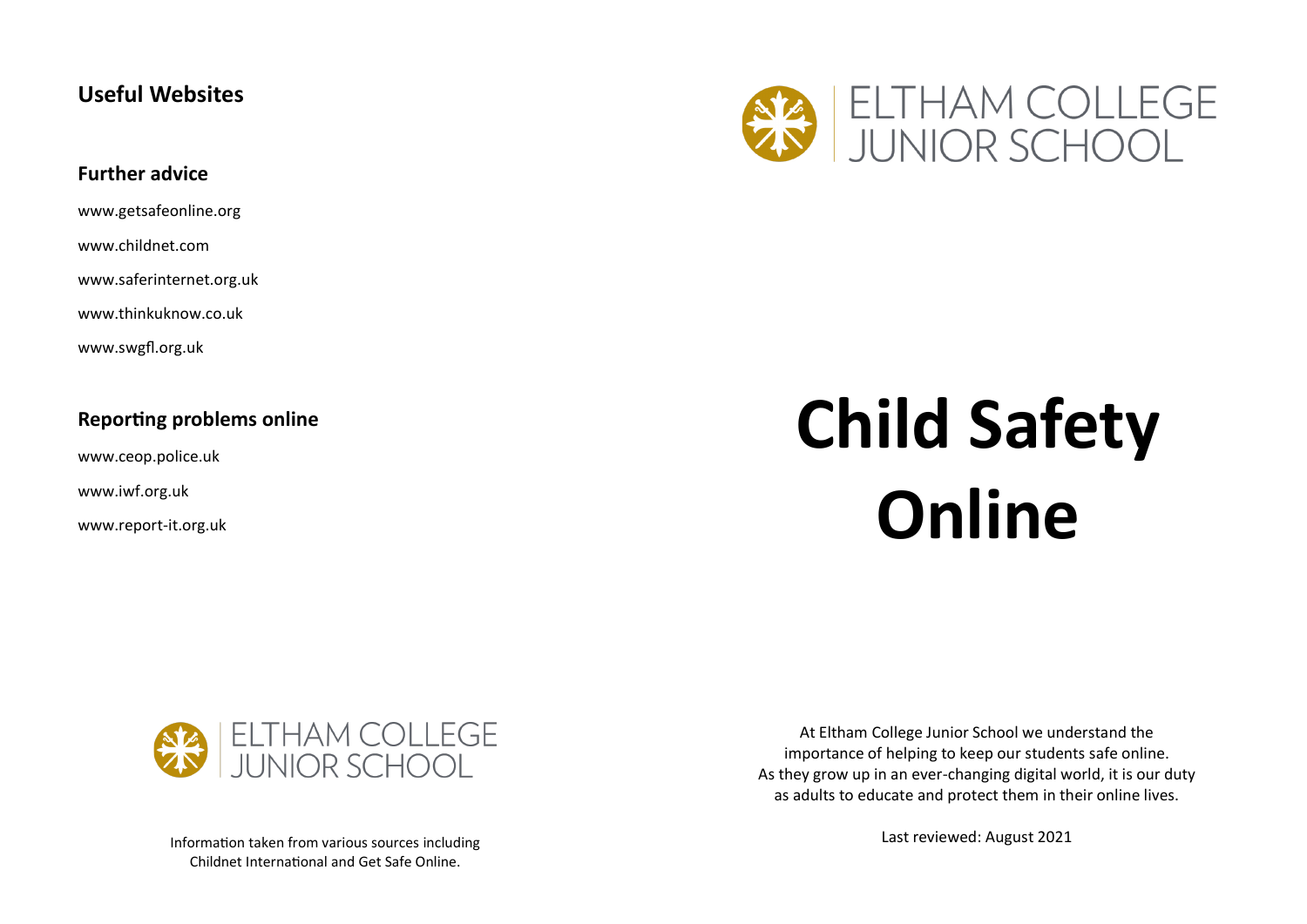## Useful Websites

### Further advice

www.getsafeonline.org

www.childnet.com

www.saferinternet.org.uk

www.thinkuknow.co.uk

www.swgfl.org.uk

### Reporting problems online

www.ceop.police.uk

www.iwf.org.uk

www.report-it.org.uk

ELTHAM COLLEGE JUNIOR SCHOOL

Information taken from various sources including Childnet International and Get Safe Online.

ELTHAM COLLEGE JUNIOR SCHOOL

# Child Safety Online

At Eltham College Junior School we understand the importance of helping to keep our students safe online. As they grow up in an ever-changing digital world, it is our duty as adults to educate and protect them in their online lives.

Last reviewed: August 2021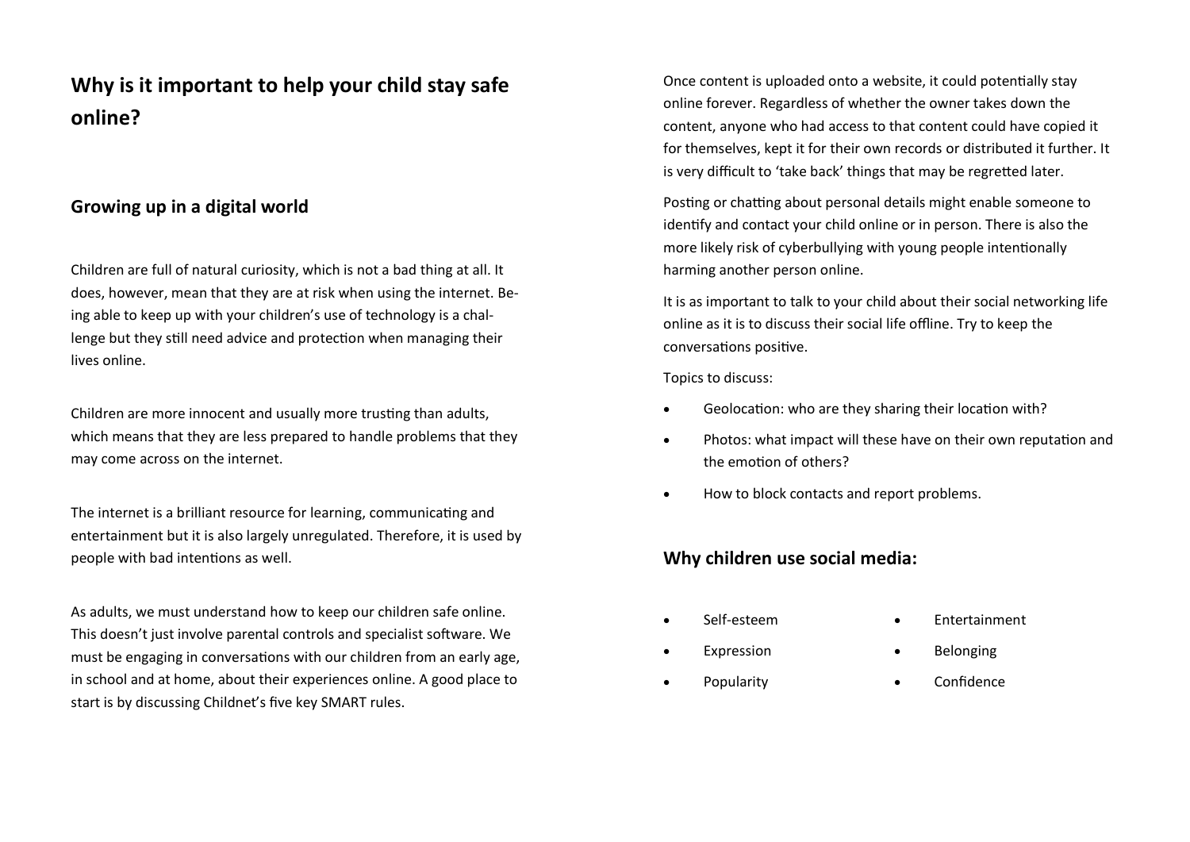# Why is it important to help your child stay safe online?

## Growing up in a digital world

Children are full of natural curiosity, which is not a bad thing at all. It does, however, mean that they are at risk when using the internet. Being able to keep up with your children's use of technology is a challenge but they still need advice and protection when managing their lives online.

Children are more innocent and usually more trusting than adults, which means that they are less prepared to handle problems that they may come across on the internet.

The internet is a brilliant resource for learning, communicating and entertainment but it is also largely unregulated. Therefore, it is used by people with bad intentions as well.

As adults, we must understand how to keep our children safe online. This doesn't just involve parental controls and specialist software. We must be engaging in conversations with our children from an early age, in school and at home, about their experiences online. A good place to start is by discussing Childnet's five key SMART rules.

Once content is uploaded onto a website, it could potentially stay online forever. Regardless of whether the owner takes down the content, anyone who had access to that content could have copied it for themselves, kept it for their own records or distributed it further. It is very difficult to 'take back' things that may be regretted later.

Posting or chatting about personal details might enable someone to identify and contact your child online or in person. There is also the more likely risk of cyberbullying with young people intentionally harming another person online.

It is as important to talk to your child about their social networking life online as it is to discuss their social life offline. Try to keep the conversations positive.

Topics to discuss:

- Geolocation: who are they sharing their location with?
- Photos: what impact will these have on their own reputation and the emotion of others?
- How to block contacts and report problems.

## Why children use social media:

- Self-esteem
- Expression
- Popularity
- Entertainment
- Belonging
- Confidence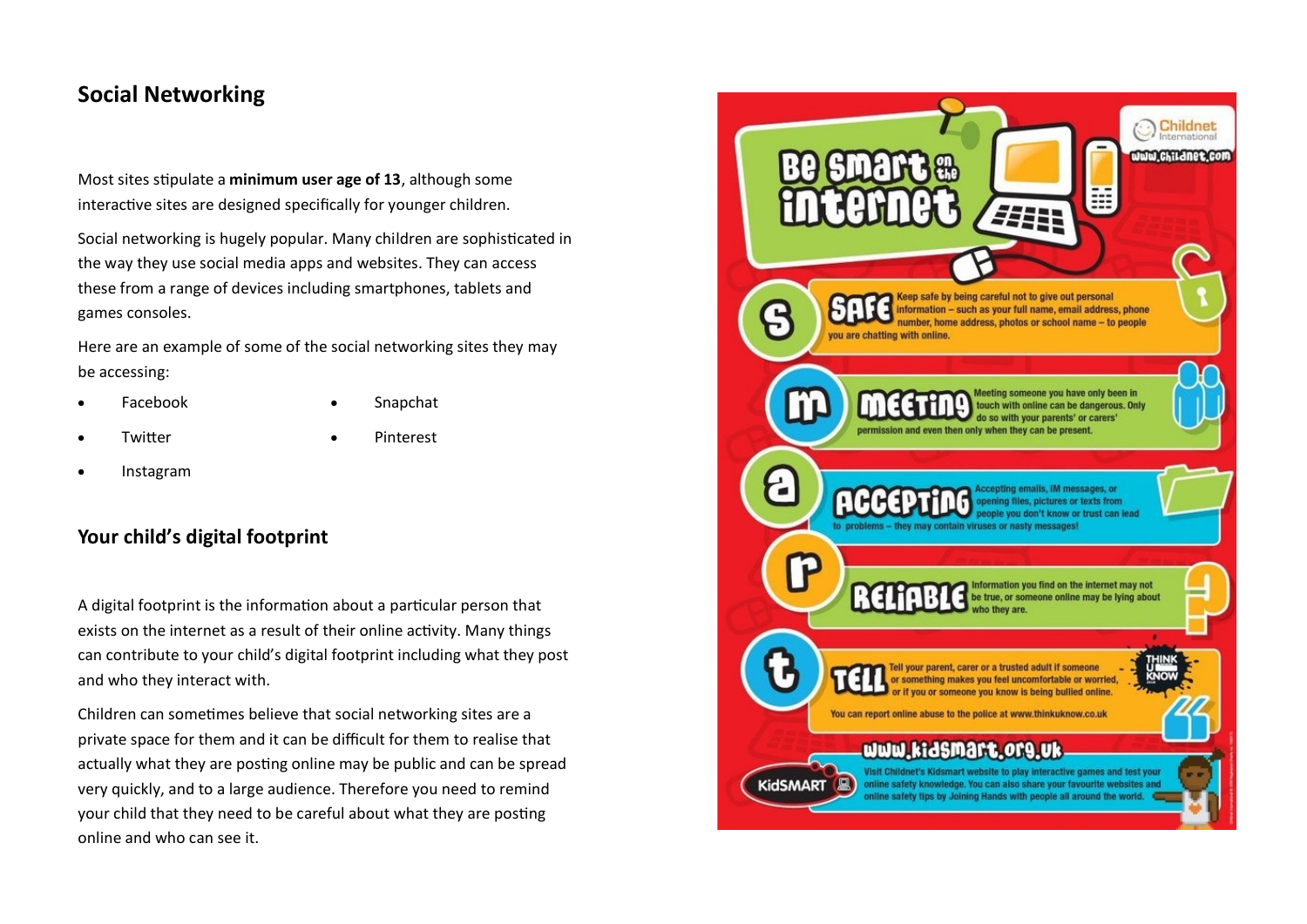## Social Networking

Most sites stipulate a **minimum user age of 13**, although some interactive sites are designed specifically for younger children.

Social networking is hugely popular. Many children are sophisticated in the way they use social media apps and websites. They can access these from a range of devices including smartphones, tablets and games consoles.

Here are an example of some of the social networking sites they may be accessing:

- Facebook
- Twitter
- Instagram
- Snapchat
- Pinterest

## Your child's digital footprint

A digital footprint is the information about a particular person that exists on the internet as a result of their online activity. Many things can contribute to your child's digital footprint including what they post and who they interact with.

Children can sometimes believe that social networking sites are a private space for them and it can be difficult for them to realise that actually what they are posting online may be public and can be spread very quickly, and to a large audience. Therefore you need to remind your child that they need to be careful about what they are posting online and who can see it.

### Be Smart on the Internet

Childnet International
www.childnet.com

**S – SAFE:** Keep safe by being careful not to give out personal information – such as your full name, email address, phone number, home address, photos or school name – to people you are chatting with online.

**M – MEETING:** Meeting someone you have only been in touch with online can be dangerous. Only do so with your parents' or carers' permission and even then only when they can be present.

**A – ACCEPTING:** Accepting emails, IM messages, or opening files, pictures or texts from people you don't know or trust can lead to problems – they may contain viruses or nasty messages!

**R – RELIABLE:** Information you find on the internet may not be true, or someone online may be lying about who they are.

**T – TELL:** Tell your parent, carer or a trusted adult if someone or something makes you feel uncomfortable or worried, or if you or someone you know is being bullied online.

You can report online abuse to the police at www.thinkuknow.co.uk

**www.kidsmart.org.uk**

Visit Childnet's Kidsmart website to play interactive games and test your online safety knowledge. You can also share your favourite websites and online safety tips by Joining Hands with people all around the world.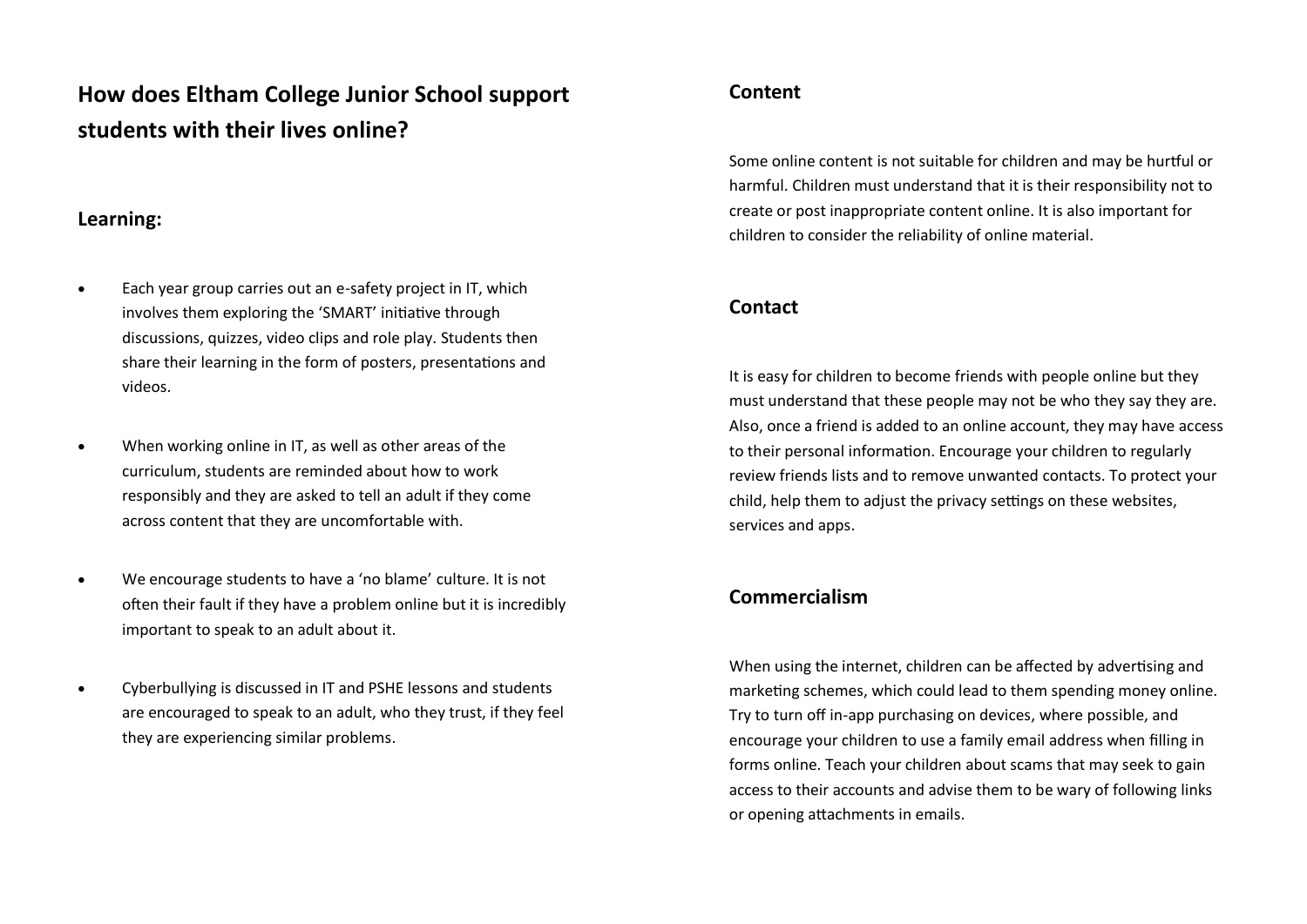## How does Eltham College Junior School support students with their lives online?

### Learning:

- Each year group carries out an e-safety project in IT, which involves them exploring the 'SMART' initiative through discussions, quizzes, video clips and role play. Students then share their learning in the form of posters, presentations and videos.
- When working online in IT, as well as other areas of the curriculum, students are reminded about how to work responsibly and they are asked to tell an adult if they come across content that they are uncomfortable with.
- We encourage students to have a 'no blame' culture. It is not often their fault if they have a problem online but it is incredibly important to speak to an adult about it.
- Cyberbullying is discussed in IT and PSHE lessons and students are encouraged to speak to an adult, who they trust, if they feel they are experiencing similar problems.

### Content

Some online content is not suitable for children and may be hurtful or harmful. Children must understand that it is their responsibility not to create or post inappropriate content online. It is also important for children to consider the reliability of online material.

### Contact

It is easy for children to become friends with people online but they must understand that these people may not be who they say they are. Also, once a friend is added to an online account, they may have access to their personal information. Encourage your children to regularly review friends lists and to remove unwanted contacts. To protect your child, help them to adjust the privacy settings on these websites, services and apps.

### Commercialism

When using the internet, children can be affected by advertising and marketing schemes, which could lead to them spending money online. Try to turn off in-app purchasing on devices, where possible, and encourage your children to use a family email address when filling in forms online. Teach your children about scams that may seek to gain access to their accounts and advise them to be wary of following links or opening attachments in emails.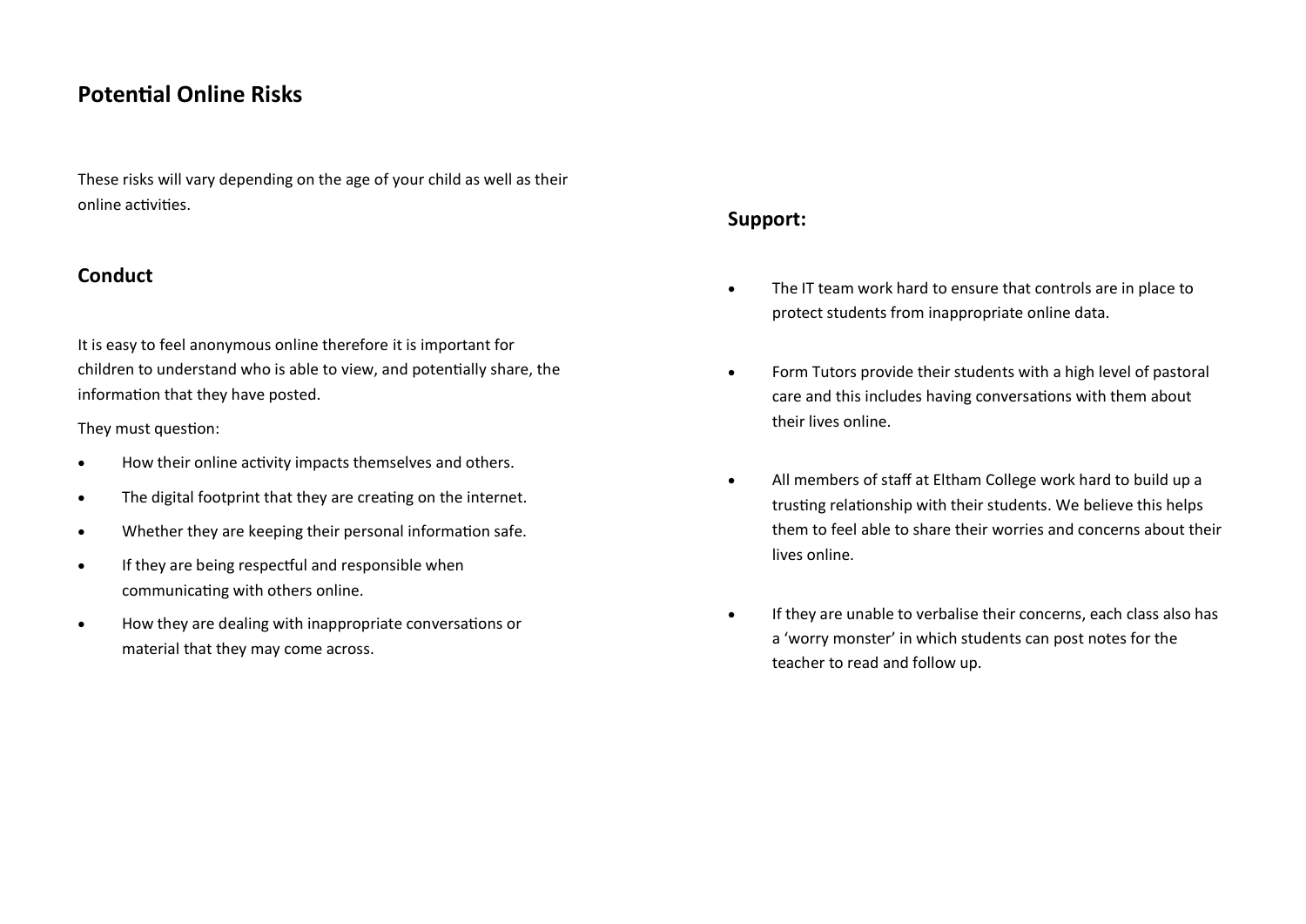## Potential Online Risks

These risks will vary depending on the age of your child as well as their online activities.

### Conduct

It is easy to feel anonymous online therefore it is important for children to understand who is able to view, and potentially share, the information that they have posted.

They must question:

- How their online activity impacts themselves and others.
- The digital footprint that they are creating on the internet.
- Whether they are keeping their personal information safe.
- If they are being respectful and responsible when communicating with others online.
- How they are dealing with inappropriate conversations or material that they may come across.

### Support:

- The IT team work hard to ensure that controls are in place to protect students from inappropriate online data.
- Form Tutors provide their students with a high level of pastoral care and this includes having conversations with them about their lives online.
- All members of staff at Eltham College work hard to build up a trusting relationship with their students. We believe this helps them to feel able to share their worries and concerns about their lives online.
- If they are unable to verbalise their concerns, each class also has a 'worry monster' in which students can post notes for the teacher to read and follow up.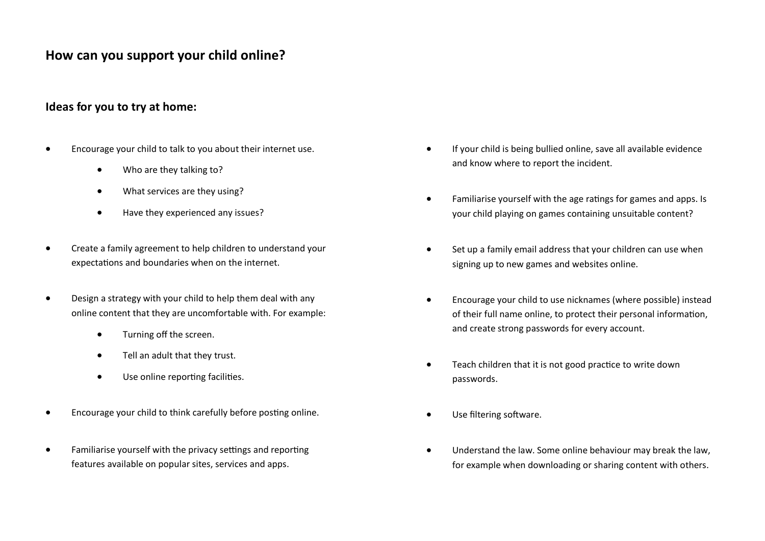## How can you support your child online?

### Ideas for you to try at home:

- Encourage your child to talk to you about their internet use.
    - Who are they talking to?
    - What services are they using?
    - Have they experienced any issues?
- Create a family agreement to help children to understand your expectations and boundaries when on the internet.
- Design a strategy with your child to help them deal with any online content that they are uncomfortable with. For example:
    - Turning off the screen.
    - Tell an adult that they trust.
    - Use online reporting facilities.
- Encourage your child to think carefully before posting online.
- Familiarise yourself with the privacy settings and reporting features available on popular sites, services and apps.
- If your child is being bullied online, save all available evidence and know where to report the incident.
- Familiarise yourself with the age ratings for games and apps. Is your child playing on games containing unsuitable content?
- Set up a family email address that your children can use when signing up to new games and websites online.
- Encourage your child to use nicknames (where possible) instead of their full name online, to protect their personal information, and create strong passwords for every account.
- Teach children that it is not good practice to write down passwords.
- Use filtering software.
- Understand the law. Some online behaviour may break the law, for example when downloading or sharing content with others.